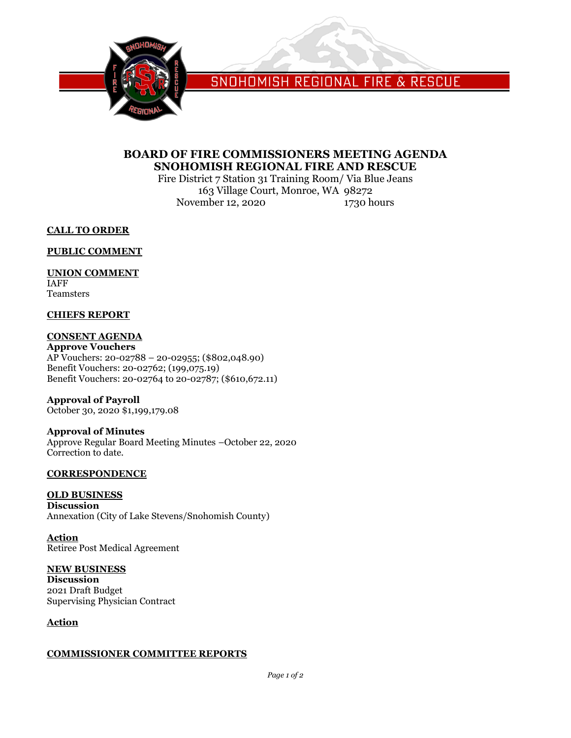SNOHOMISH REGIONAL FIRE & RESCUE

# BOARD OF FIRE COMMISSIONERS MEETING AGENDA
# SNOHOMISH REGIONAL FIRE AND RESCUE

Fire District 7 Station 31 Training Room/ Via Blue Jeans
163 Village Court, Monroe, WA 98272
November 12, 2020 1730 hours

## CALL TO ORDER

## PUBLIC COMMENT

## UNION COMMENT

IAFF
Teamsters

## CHIEFS REPORT

## CONSENT AGENDA

**Approve Vouchers**
AP Vouchers: 20-02788 – 20-02955; ($802,048.90)
Benefit Vouchers: 20-02762; (199,075.19)
Benefit Vouchers: 20-02764 to 20-02787; ($610,672.11)

**Approval of Payroll**
October 30, 2020 $1,199,179.08

**Approval of Minutes**
Approve Regular Board Meeting Minutes –October 22, 2020
Correction to date.

## CORRESPONDENCE

## OLD BUSINESS

**Discussion**
Annexation (City of Lake Stevens/Snohomish County)

**Action**
Retiree Post Medical Agreement

## NEW BUSINESS

**Discussion**
2021 Draft Budget
Supervising Physician Contract

**Action**

## COMMISSIONER COMMITTEE REPORTS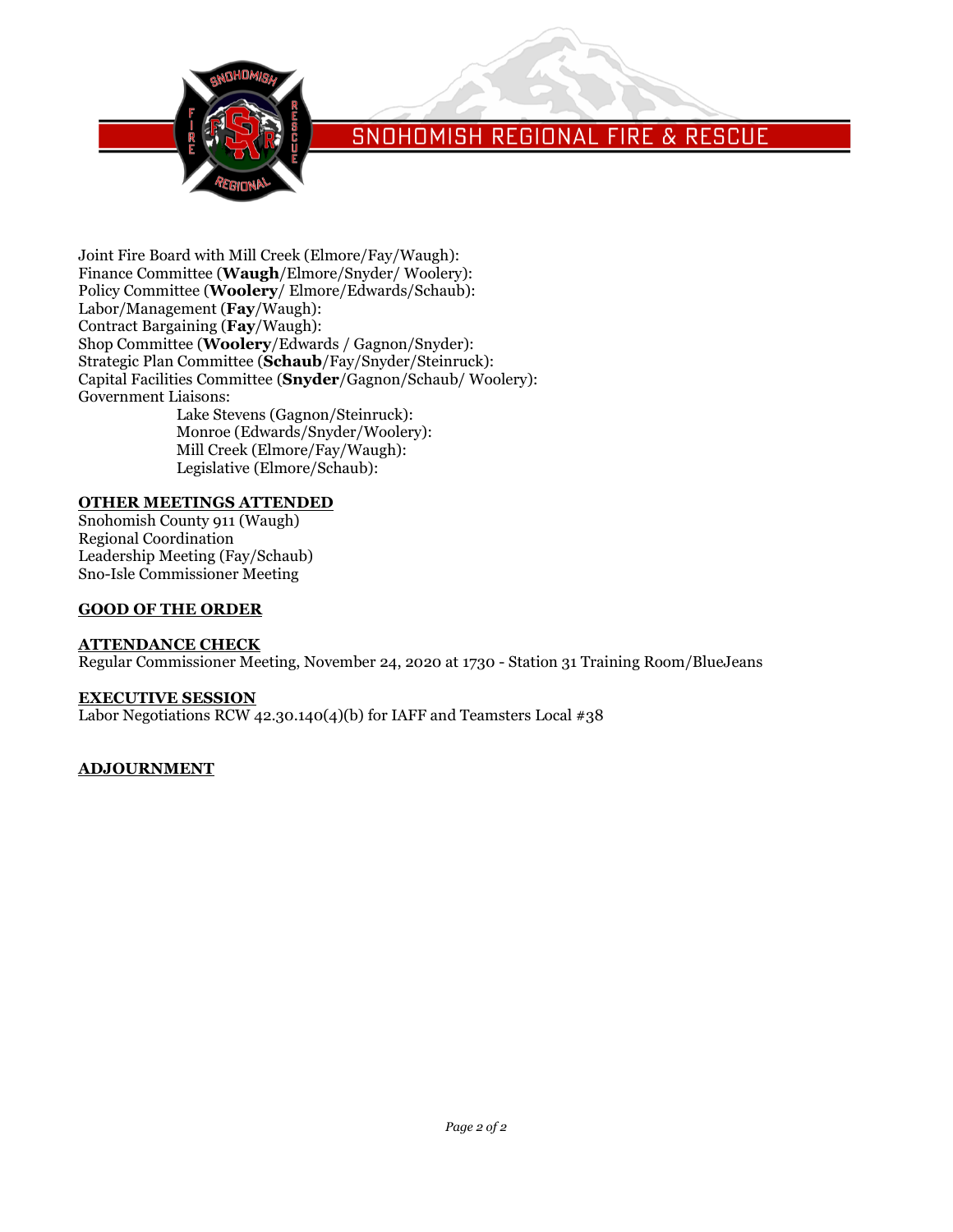Joint Fire Board with Mill Creek (Elmore/Fay/Waugh):
Finance Committee (**Waugh**/Elmore/Snyder/ Woolery):
Policy Committee (**Woolery**/ Elmore/Edwards/Schaub):
Labor/Management (**Fay**/Waugh):
Contract Bargaining (**Fay**/Waugh):
Shop Committee (**Woolery**/Edwards / Gagnon/Snyder):
Strategic Plan Committee (**Schaub**/Fay/Snyder/Steinruck):
Capital Facilities Committee (**Snyder**/Gagnon/Schaub/ Woolery):
Government Liaisons:

- Lake Stevens (Gagnon/Steinruck):
- Monroe (Edwards/Snyder/Woolery):
- Mill Creek (Elmore/Fay/Waugh):
- Legislative (Elmore/Schaub):

**OTHER MEETINGS ATTENDED**

Snohomish County 911 (Waugh)
Regional Coordination
Leadership Meeting (Fay/Schaub)
Sno-Isle Commissioner Meeting

**GOOD OF THE ORDER**

**ATTENDANCE CHECK**

Regular Commissioner Meeting, November 24, 2020 at 1730 - Station 31 Training Room/BlueJeans

**EXECUTIVE SESSION**

Labor Negotiations RCW 42.30.140(4)(b) for IAFF and Teamsters Local #38

**ADJOURNMENT**